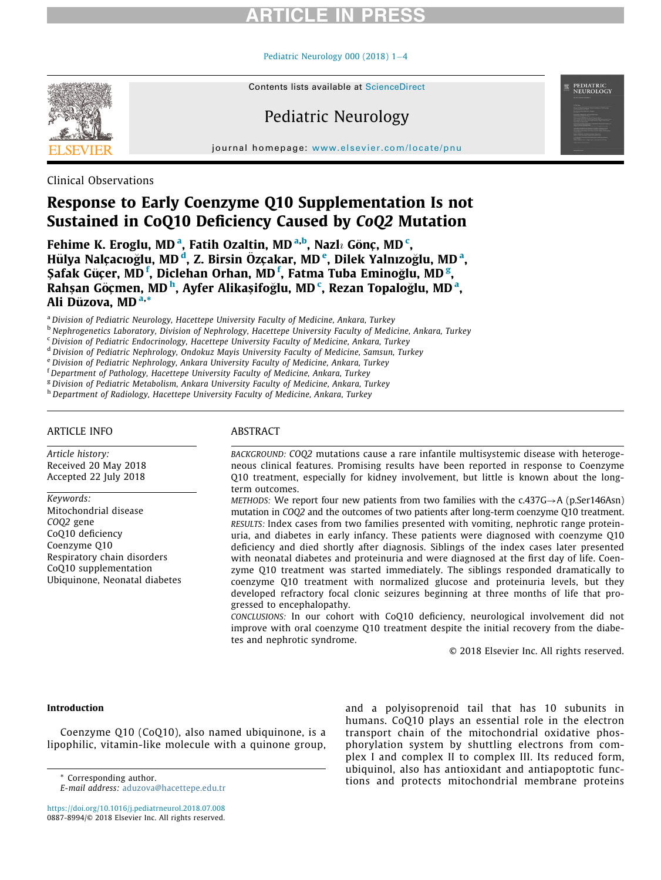Clinical Observations

# Response to Early Coenzyme Q10 Supplementation Is not Sustained in CoQ10 Deficiency Caused by *CoQ2* Mutation

**Fehime K. Eroglu, MD [a], Fatih Ozaltin, MD [a,b], Nazlı Gönç, MD [c], Hülya Nalçacıoğlu, MD [d], Z. Birsin Özçakar, MD [e], Dilek Yalnızoğlu, MD [a], Şafak Güçer, MD [f], Diclehan Orhan, MD [f], Fatma Tuba Eminoğlu, MD [g], Rahşan Göçmen, MD [h], Ayfer Alikaşifoğlu, MD [c], Rezan Topaloğlu, MD [a], Ali Düzova, MD [a,*]**

[a] Division of Pediatric Neurology, Hacettepe University Faculty of Medicine, Ankara, Turkey
[b] Nephrogenetics Laboratory, Division of Nephrology, Hacettepe University Faculty of Medicine, Ankara, Turkey
[c] Division of Pediatric Endocrinology, Hacettepe University Faculty of Medicine, Ankara, Turkey
[d] Division of Pediatric Nephrology, Ondokuz Mayis University Faculty of Medicine, Samsun, Turkey
[e] Division of Pediatric Nephrology, Ankara University Faculty of Medicine, Ankara, Turkey
[f] Department of Pathology, Hacettepe University Faculty of Medicine, Ankara, Turkey
[g] Division of Pediatric Metabolism, Ankara University Faculty of Medicine, Ankara, Turkey
[h] Department of Radiology, Hacettepe University Faculty of Medicine, Ankara, Turkey

## ARTICLE INFO

*Article history:*
Received 20 May 2018
Accepted 22 July 2018

*Keywords:*
Mitochondrial disease
*COQ2* gene
CoQ10 deficiency
Coenzyme Q10
Respiratory chain disorders
CoQ10 supplementation
Ubiquinone, Neonatal diabetes

## ABSTRACT

BACKGROUND: *COQ2* mutations cause a rare infantile multisystemic disease with heterogeneous clinical features. Promising results have been reported in response to Coenzyme Q10 treatment, especially for kidney involvement, but little is known about the long-term outcomes.

METHODS: We report four new patients from two families with the c.437G→A (p.Ser146Asn) mutation in *COQ2* and the outcomes of two patients after long-term coenzyme Q10 treatment.

RESULTS: Index cases from two families presented with vomiting, nephrotic range proteinuria, and diabetes in early infancy. These patients were diagnosed with coenzyme Q10 deficiency and died shortly after diagnosis. Siblings of the index cases later presented with neonatal diabetes and proteinuria and were diagnosed at the first day of life. Coenzyme Q10 treatment was started immediately. The siblings responded dramatically to coenzyme Q10 treatment with normalized glucose and proteinuria levels, but they developed refractory focal clonic seizures beginning at three months of life that progressed to encephalopathy.

CONCLUSIONS: In our cohort with CoQ10 deficiency, neurological involvement did not improve with oral coenzyme Q10 treatment despite the initial recovery from the diabetes and nephrotic syndrome.

© 2018 Elsevier Inc. All rights reserved.

## Introduction

Coenzyme Q10 (CoQ10), also named ubiquinone, is a lipophilic, vitamin-like molecule with a quinone group, and a polyisoprenoid tail that has 10 subunits in humans. CoQ10 plays an essential role in the electron transport chain of the mitochondrial oxidative phosphorylation system by shuttling electrons from complex I and complex II to complex III. Its reduced form, ubiquinol, also has antioxidant and antiapoptotic functions and protects mitochondrial membrane proteins

\* Corresponding author.
*E-mail address:* aduzova@hacettepe.edu.tr

https://doi.org/10.1016/j.pediatrneurol.2018.07.008
0887-8994/© 2018 Elsevier Inc. All rights reserved.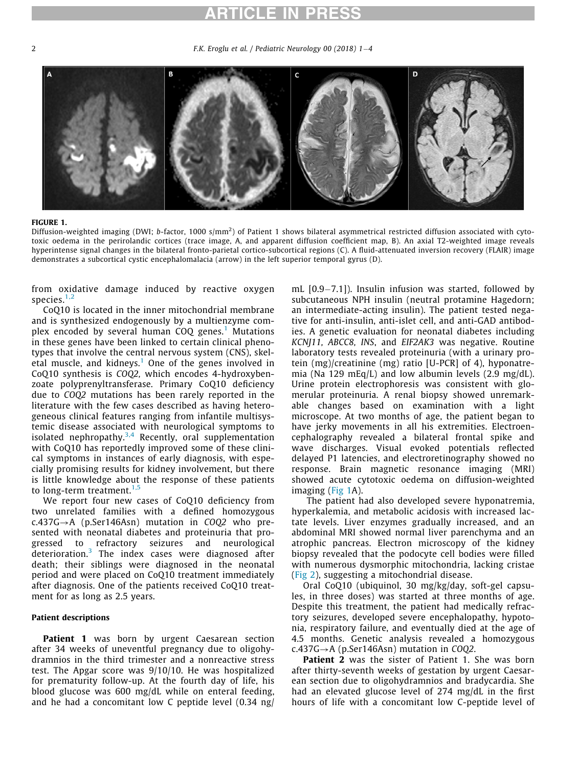**FIGURE 1.**
Diffusion-weighted imaging (DWI; *b*-factor, 1000 s/mm$^2$) of Patient 1 shows bilateral asymmetrical restricted diffusion associated with cytotoxic oedema in the perirolandic cortices (trace image, A, and apparent diffusion coefficient map, B). An axial T2-weighted image reveals hyperintense signal changes in the bilateral fronto-parietal cortico-subcortical regions (C). A fluid-attenuated inversion recovery (FLAIR) image demonstrates a subcortical cystic encephalomalacia (arrow) in the left superior temporal gyrus (D).

from oxidative damage induced by reactive oxygen species.[1,2]

CoQ10 is located in the inner mitochondrial membrane and is synthesized endogenously by a multienzyme complex encoded by several human COQ genes.[1] Mutations in these genes have been linked to certain clinical phenotypes that involve the central nervous system (CNS), skeletal muscle, and kidneys.[1] One of the genes involved in CoQ10 synthesis is *COQ2,* which encodes 4-hydroxybenzoate polyprenyltransferase. Primary CoQ10 deficiency due to *COQ2* mutations has been rarely reported in the literature with the few cases described as having heterogeneous clinical features ranging from infantile multisystemic disease associated with neurological symptoms to isolated nephropathy.[3,4] Recently, oral supplementation with CoQ10 has reportedly improved some of these clinical symptoms in instances of early diagnosis, with especially promising results for kidney involvement, but there is little knowledge about the response of these patients to long-term treatment.[1,5]

We report four new cases of CoQ10 deficiency from two unrelated families with a defined homozygous c.437G→A (p.Ser146Asn) mutation in *COQ2* who presented with neonatal diabetes and proteinuria that progressed to refractory seizures and neurological deterioration.[3] The index cases were diagnosed after death; their siblings were diagnosed in the neonatal period and were placed on CoQ10 treatment immediately after diagnosis. One of the patients received CoQ10 treatment for as long as 2.5 years.

## Patient descriptions

**Patient 1** was born by urgent Caesarean section after 34 weeks of uneventful pregnancy due to oligohydramnios in the third trimester and a nonreactive stress test. The Apgar score was 9/10/10. He was hospitalized for prematurity follow-up. At the fourth day of life, his blood glucose was 600 mg/dL while on enteral feeding, and he had a concomitant low C peptide level (0.34 ng/mL [0.9–7.1]). Insulin infusion was started, followed by subcutaneous NPH insulin (neutral protamine Hagedorn; an intermediate-acting insulin). The patient tested negative for anti-insulin, anti-islet cell, and anti-GAD antibodies. A genetic evaluation for neonatal diabetes including *KCNJ11, ABCC8, INS*, and *EIF2AK3* was negative. Routine laboratory tests revealed proteinuria (with a urinary protein (mg)/creatinine (mg) ratio [U-PCR] of 4), hyponatremia (Na 129 mEq/L) and low albumin levels (2.9 mg/dL). Urine protein electrophoresis was consistent with glomerular proteinuria. A renal biopsy showed unremarkable changes based on examination with a light microscope. At two months of age, the patient began to have jerky movements in all his extremities. Electroencephalography revealed a bilateral frontal spike and wave discharges. Visual evoked potentials reflected delayed P1 latencies, and electroretinography showed no response. Brain magnetic resonance imaging (MRI) showed acute cytotoxic oedema on diffusion-weighted imaging (Fig 1A).

The patient had also developed severe hyponatremia, hyperkalemia, and metabolic acidosis with increased lactate levels. Liver enzymes gradually increased, and an abdominal MRI showed normal liver parenchyma and an atrophic pancreas. Electron microscopy of the kidney biopsy revealed that the podocyte cell bodies were filled with numerous dysmorphic mitochondria, lacking cristae (Fig 2), suggesting a mitochondrial disease.

Oral CoQ10 (ubiquinol, 30 mg/kg/day, soft-gel capsules, in three doses) was started at three months of age. Despite this treatment, the patient had medically refractory seizures, developed severe encephalopathy, hypotonia, respiratory failure, and eventually died at the age of 4.5 months. Genetic analysis revealed a homozygous c.437G→A (p.Ser146Asn) mutation in *COQ2.*

**Patient 2** was the sister of Patient 1. She was born after thirty-seventh weeks of gestation by urgent Caesarean section due to oligohydramnios and bradycardia. She had an elevated glucose level of 274 mg/dL in the first hours of life with a concomitant low C-peptide level of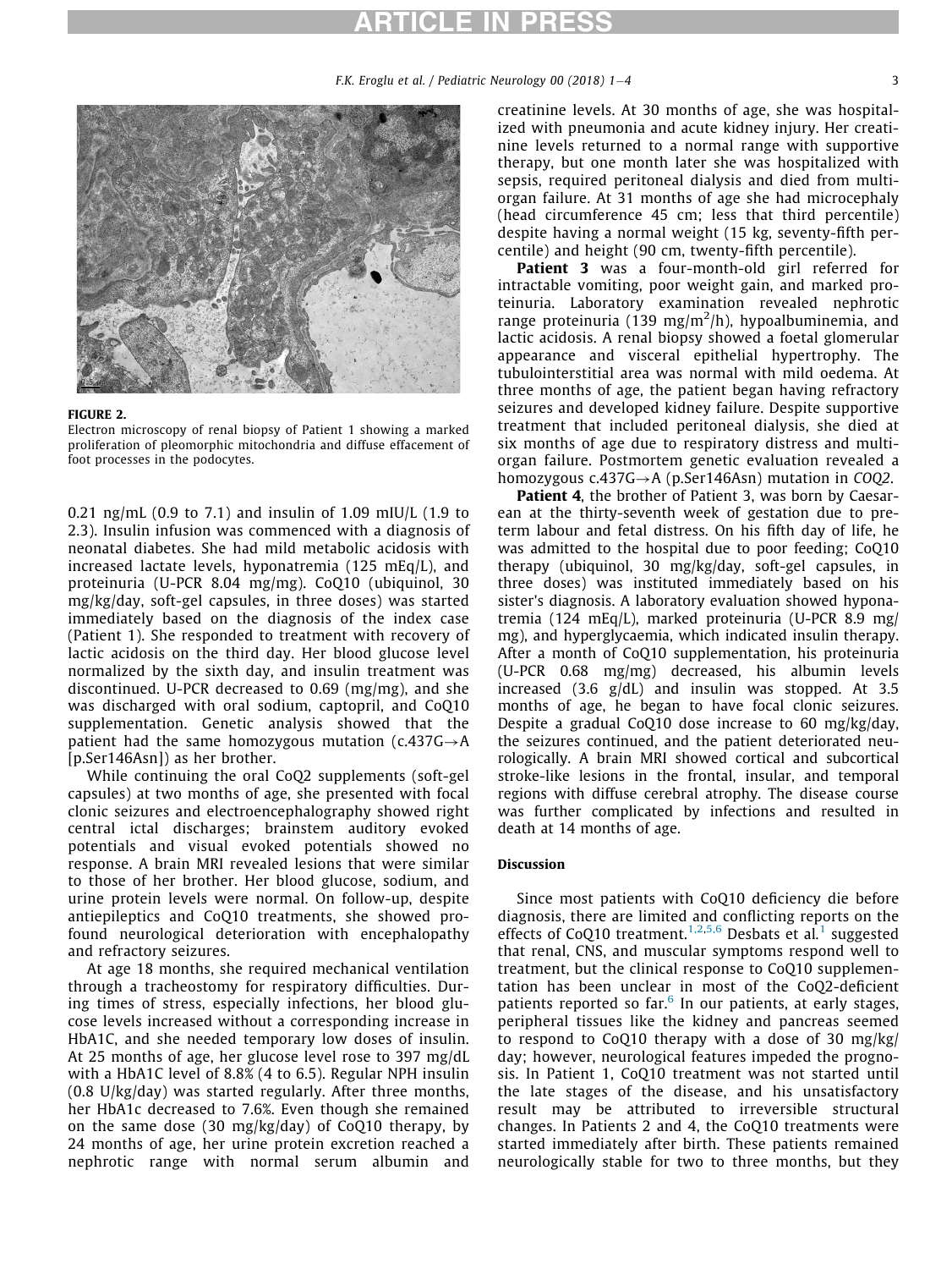**FIGURE 2.**
Electron microscopy of renal biopsy of Patient 1 showing a marked proliferation of pleomorphic mitochondria and diffuse effacement of foot processes in the podocytes.

0.21 ng/mL (0.9 to 7.1) and insulin of 1.09 mIU/L (1.9 to 2.3). Insulin infusion was commenced with a diagnosis of neonatal diabetes. She had mild metabolic acidosis with increased lactate levels, hyponatremia (125 mEq/L), and proteinuria (U-PCR 8.04 mg/mg). CoQ10 (ubiquinol, 30 mg/kg/day, soft-gel capsules, in three doses) was started immediately based on the diagnosis of the index case (Patient 1). She responded to treatment with recovery of lactic acidosis on the third day. Her blood glucose level normalized by the sixth day, and insulin treatment was discontinued. U-PCR decreased to 0.69 (mg/mg), and she was discharged with oral sodium, captopril, and CoQ10 supplementation. Genetic analysis showed that the patient had the same homozygous mutation (c.437G→A [p.Ser146Asn]) as her brother.

While continuing the oral CoQ2 supplements (soft-gel capsules) at two months of age, she presented with focal clonic seizures and electroencephalography showed right central ictal discharges; brainstem auditory evoked potentials and visual evoked potentials showed no response. A brain MRI revealed lesions that were similar to those of her brother. Her blood glucose, sodium, and urine protein levels were normal. On follow-up, despite antiepileptics and CoQ10 treatments, she showed profound neurological deterioration with encephalopathy and refractory seizures.

At age 18 months, she required mechanical ventilation through a tracheostomy for respiratory difficulties. During times of stress, especially infections, her blood glucose levels increased without a corresponding increase in HbA1C, and she needed temporary low doses of insulin. At 25 months of age, her glucose level rose to 397 mg/dL with a HbA1C level of 8.8% (4 to 6.5). Regular NPH insulin (0.8 U/kg/day) was started regularly. After three months, her HbA1c decreased to 7.6%. Even though she remained on the same dose (30 mg/kg/day) of CoQ10 therapy, by 24 months of age, her urine protein excretion reached a nephrotic range with normal serum albumin and creatinine levels. At 30 months of age, she was hospitalized with pneumonia and acute kidney injury. Her creatinine levels returned to a normal range with supportive therapy, but one month later she was hospitalized with sepsis, required peritoneal dialysis and died from multiorgan failure. At 31 months of age she had microcephaly (head circumference 45 cm; less that third percentile) despite having a normal weight (15 kg, seventy-fifth percentile) and height (90 cm, twenty-fifth percentile).

**Patient 3** was a four-month-old girl referred for intractable vomiting, poor weight gain, and marked proteinuria. Laboratory examination revealed nephrotic range proteinuria (139 mg/m$^2$/h), hypoalbuminemia, and lactic acidosis. A renal biopsy showed a foetal glomerular appearance and visceral epithelial hypertrophy. The tubulointerstitial area was normal with mild oedema. At three months of age, the patient began having refractory seizures and developed kidney failure. Despite supportive treatment that included peritoneal dialysis, she died at six months of age due to respiratory distress and multiorgan failure. Postmortem genetic evaluation revealed a homozygous c.437G→A (p.Ser146Asn) mutation in *COQ2*.

**Patient 4**, the brother of Patient 3, was born by Caesarean at the thirty-seventh week of gestation due to preterm labour and fetal distress. On his fifth day of life, he was admitted to the hospital due to poor feeding; CoQ10 therapy (ubiquinol, 30 mg/kg/day, soft-gel capsules, in three doses) was instituted immediately based on his sister's diagnosis. A laboratory evaluation showed hyponatremia (124 mEq/L), marked proteinuria (U-PCR 8.9 mg/mg), and hyperglycaemia, which indicated insulin therapy. After a month of CoQ10 supplementation, his proteinuria (U-PCR 0.68 mg/mg) decreased, his albumin levels increased (3.6 g/dL) and insulin was stopped. At 3.5 months of age, he began to have focal clonic seizures. Despite a gradual CoQ10 dose increase to 60 mg/kg/day, the seizures continued, and the patient deteriorated neurologically. A brain MRI showed cortical and subcortical stroke-like lesions in the frontal, insular, and temporal regions with diffuse cerebral atrophy. The disease course was further complicated by infections and resulted in death at 14 months of age.

## Discussion

Since most patients with CoQ10 deficiency die before diagnosis, there are limited and conflicting reports on the effects of CoQ10 treatment.[1,2,5,6] Desbats et al.[1] suggested that renal, CNS, and muscular symptoms respond well to treatment, but the clinical response to CoQ10 supplementation has been unclear in most of the CoQ2-deficient patients reported so far.[6] In our patients, at early stages, peripheral tissues like the kidney and pancreas seemed to respond to CoQ10 therapy with a dose of 30 mg/kg/day; however, neurological features impeded the prognosis. In Patient 1, CoQ10 treatment was not started until the late stages of the disease, and his unsatisfactory result may be attributed to irreversible structural changes. In Patients 2 and 4, the CoQ10 treatments were started immediately after birth. These patients remained neurologically stable for two to three months, but they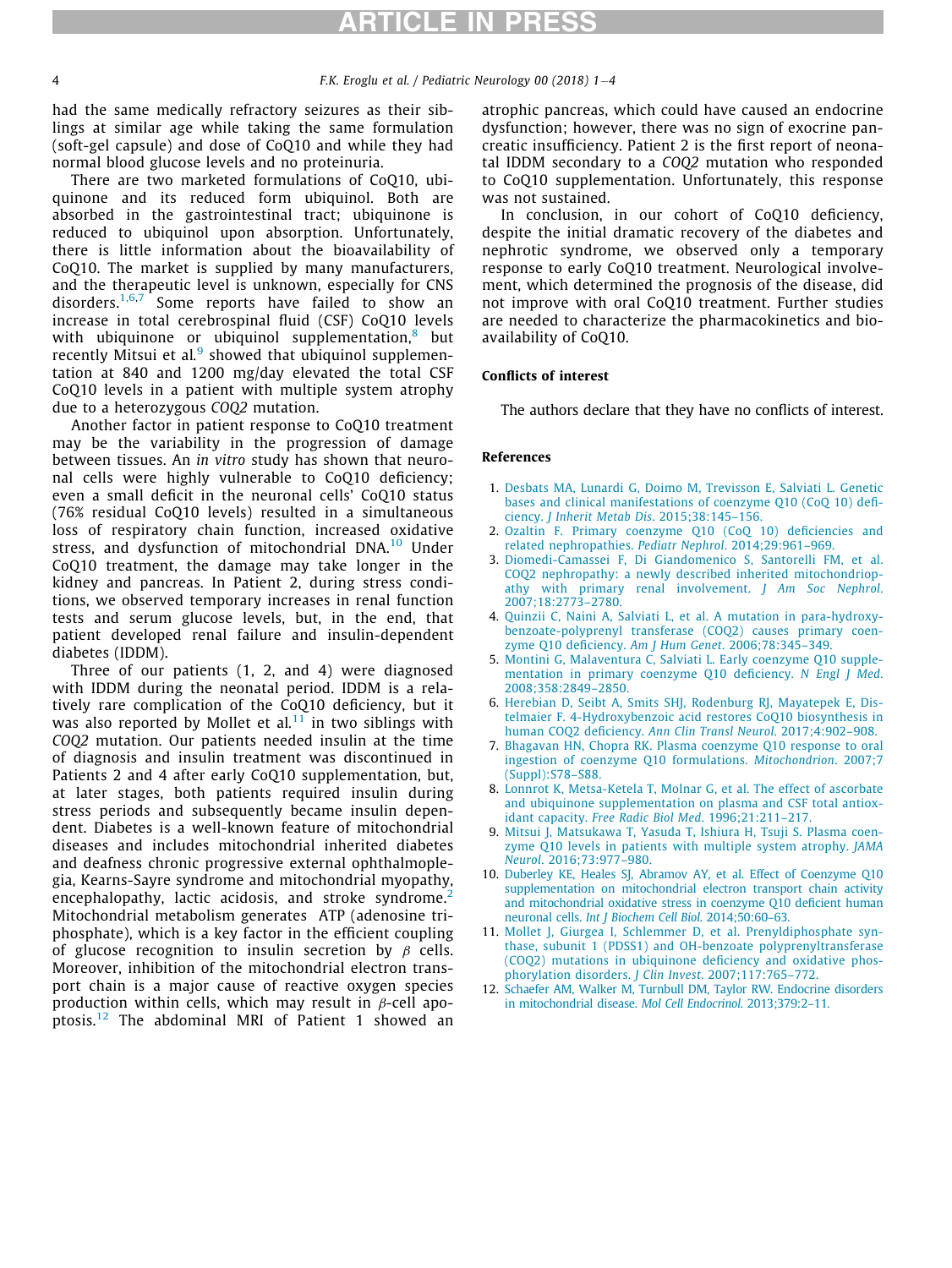had the same medically refractory seizures as their siblings at similar age while taking the same formulation (soft-gel capsule) and dose of CoQ10 and while they had normal blood glucose levels and no proteinuria.

There are two marketed formulations of CoQ10, ubiquinone and its reduced form ubiquinol. Both are absorbed in the gastrointestinal tract; ubiquinone is reduced to ubiquinol upon absorption. Unfortunately, there is little information about the bioavailability of CoQ10. The market is supplied by many manufacturers, and the therapeutic level is unknown, especially for CNS disorders.[1,6,7] Some reports have failed to show an increase in total cerebrospinal fluid (CSF) CoQ10 levels with ubiquinone or ubiquinol supplementation,[8] but recently Mitsui et al.[9] showed that ubiquinol supplementation at 840 and 1200 mg/day elevated the total CSF CoQ10 levels in a patient with multiple system atrophy due to a heterozygous *COQ2* mutation.

Another factor in patient response to CoQ10 treatment may be the variability in the progression of damage between tissues. An *in vitro* study has shown that neuronal cells were highly vulnerable to CoQ10 deficiency; even a small deficit in the neuronal cells' CoQ10 status (76% residual CoQ10 levels) resulted in a simultaneous loss of respiratory chain function, increased oxidative stress, and dysfunction of mitochondrial DNA.[10] Under CoQ10 treatment, the damage may take longer in the kidney and pancreas. In Patient 2, during stress conditions, we observed temporary increases in renal function tests and serum glucose levels, but, in the end, that patient developed renal failure and insulin-dependent diabetes (IDDM).

Three of our patients (1, 2, and 4) were diagnosed with IDDM during the neonatal period. IDDM is a relatively rare complication of the CoQ10 deficiency, but it was also reported by Mollet et al.[11] in two siblings with *COQ2* mutation. Our patients needed insulin at the time of diagnosis and insulin treatment was discontinued in Patients 2 and 4 after early CoQ10 supplementation, but, at later stages, both patients required insulin during stress periods and subsequently became insulin dependent. Diabetes is a well-known feature of mitochondrial diseases and includes mitochondrial inherited diabetes and deafness chronic progressive external ophthalmoplegia, Kearns-Sayre syndrome and mitochondrial myopathy, encephalopathy, lactic acidosis, and stroke syndrome.[2] Mitochondrial metabolism generates ATP (adenosine triphosphate), which is a key factor in the efficient coupling of glucose recognition to insulin secretion by $\beta$ cells. Moreover, inhibition of the mitochondrial electron transport chain is a major cause of reactive oxygen species production within cells, which may result in $\beta$-cell apoptosis.[12] The abdominal MRI of Patient 1 showed an atrophic pancreas, which could have caused an endocrine dysfunction; however, there was no sign of exocrine pancreatic insufficiency. Patient 2 is the first report of neonatal IDDM secondary to a *COQ2* mutation who responded to CoQ10 supplementation. Unfortunately, this response was not sustained.

In conclusion, in our cohort of CoQ10 deficiency, despite the initial dramatic recovery of the diabetes and nephrotic syndrome, we observed only a temporary response to early CoQ10 treatment. Neurological involvement, which determined the prognosis of the disease, did not improve with oral CoQ10 treatment. Further studies are needed to characterize the pharmacokinetics and bioavailability of CoQ10.

### Conflicts of interest

The authors declare that they have no conflicts of interest.

### References

1. Desbats MA, Lunardi G, Doimo M, Trevisson E, Salviati L. Genetic bases and clinical manifestations of coenzyme Q10 (CoQ 10) deficiency. *J Inherit Metab Dis*. 2015;38:145–156.
2. Ozaltin F. Primary coenzyme Q10 (CoQ 10) deficiencies and related nephropathies. *Pediatr Nephrol*. 2014;29:961–969.
3. Diomedi-Camassei F, Di Giandomenico S, Santorelli FM, et al. COQ2 nephropathy: a newly described inherited mitochondriopathy with primary renal involvement. *J Am Soc Nephrol*. 2007;18:2773–2780.
4. Quinzii C, Naini A, Salviati L, et al. A mutation in para-hydroxybenzoate-polyprenyl transferase (COQ2) causes primary coenzyme Q10 deficiency. *Am J Hum Genet*. 2006;78:345–349.
5. Montini G, Malaventura C, Salviati L. Early coenzyme Q10 supplementation in primary coenzyme Q10 deficiency. *N Engl J Med*. 2008;358:2849–2850.
6. Herebian D, Seibt A, Smits SHJ, Rodenburg RJ, Mayatepek E, Distelmaier F. 4-Hydroxybenzoic acid restores CoQ10 biosynthesis in human COQ2 deficiency. *Ann Clin Transl Neurol*. 2017;4:902–908.
7. Bhagavan HN, Chopra RK. Plasma coenzyme Q10 response to oral ingestion of coenzyme Q10 formulations. *Mitochondrion*. 2007;7 (Suppl):S78–S88.
8. Lonnrot K, Metsa-Ketela T, Molnar G, et al. The effect of ascorbate and ubiquinone supplementation on plasma and CSF total antioxidant capacity. *Free Radic Biol Med*. 1996;21:211–217.
9. Mitsui J, Matsukawa T, Yasuda T, Ishiura H, Tsuji S. Plasma coenzyme Q10 levels in patients with multiple system atrophy. *JAMA Neurol*. 2016;73:977–980.
10. Duberley KE, Heales SJ, Abramov AY, et al. Effect of Coenzyme Q10 supplementation on mitochondrial electron transport chain activity and mitochondrial oxidative stress in coenzyme Q10 deficient human neuronal cells. *Int J Biochem Cell Biol*. 2014;50:60–63.
11. Mollet J, Giurgea I, Schlemmer D, et al. Prenyldiphosphate synthase, subunit 1 (PDSS1) and OH-benzoate polyprenyltransferase (COQ2) mutations in ubiquinone deficiency and oxidative phosphorylation disorders. *J Clin Invest*. 2007;117:765–772.
12. Schaefer AM, Walker M, Turnbull DM, Taylor RW. Endocrine disorders in mitochondrial disease. *Mol Cell Endocrinol*. 2013;379:2–11.